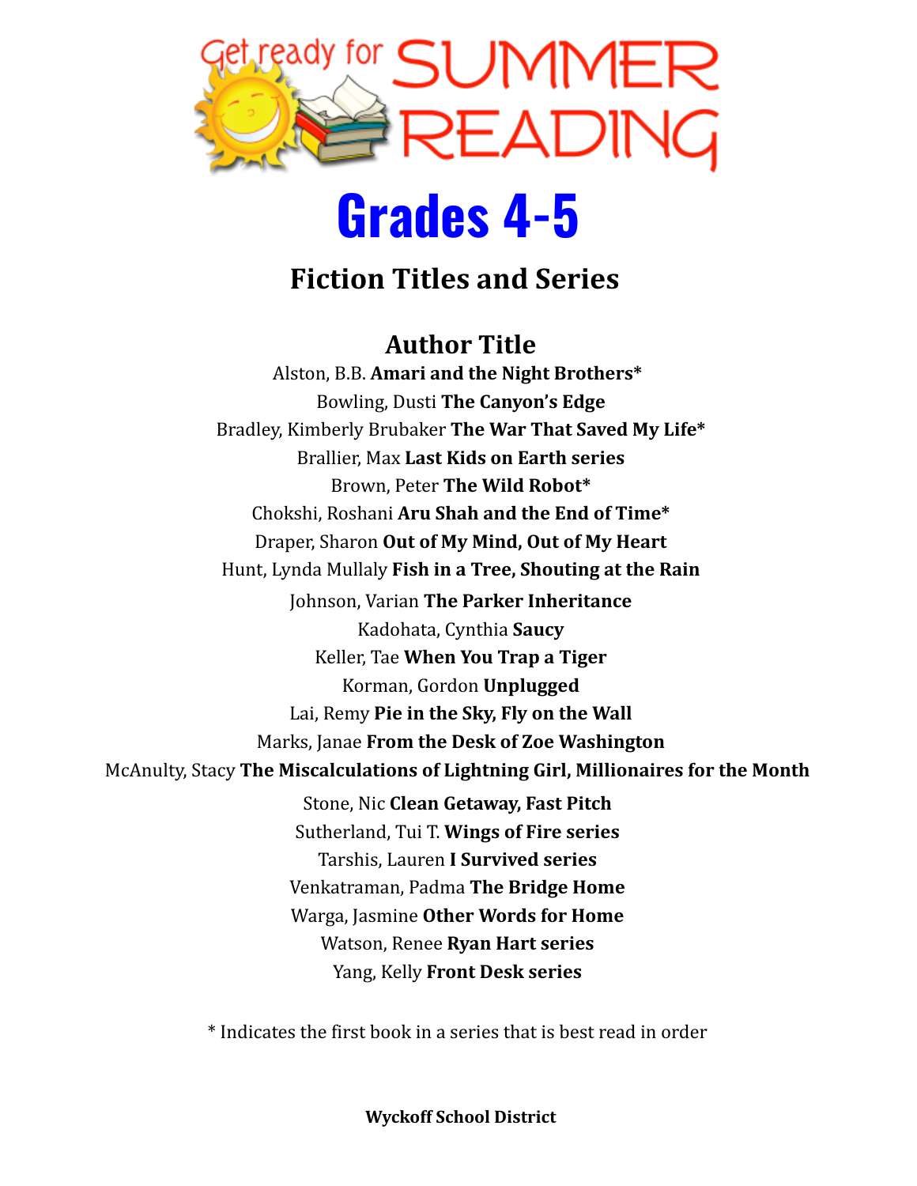Get ready for SUMMER READING

# Grades 4-5

## Fiction Titles and Series

### Author Title

Alston, B.B. **Amari and the Night Brothers***
Bowling, Dusti **The Canyon's Edge**
Bradley, Kimberly Brubaker **The War That Saved My Life***
Brallier, Max **Last Kids on Earth series**
Brown, Peter **The Wild Robot***
Chokshi, Roshani **Aru Shah and the End of Time***
Draper, Sharon **Out of My Mind, Out of My Heart**
Hunt, Lynda Mullaly **Fish in a Tree, Shouting at the Rain**
Johnson, Varian **The Parker Inheritance**
Kadohata, Cynthia **Saucy**
Keller, Tae **When You Trap a Tiger**
Korman, Gordon **Unplugged**
Lai, Remy **Pie in the Sky, Fly on the Wall**
Marks, Janae **From the Desk of Zoe Washington**
McAnulty, Stacy **The Miscalculations of Lightning Girl, Millionaires for the Month**
Stone, Nic **Clean Getaway, Fast Pitch**
Sutherland, Tui T. **Wings of Fire series**
Tarshis, Lauren **I Survived series**
Venkatraman, Padma **The Bridge Home**
Warga, Jasmine **Other Words for Home**
Watson, Renee **Ryan Hart series**
Yang, Kelly **Front Desk series**

* Indicates the first book in a series that is best read in order

**Wyckoff School District**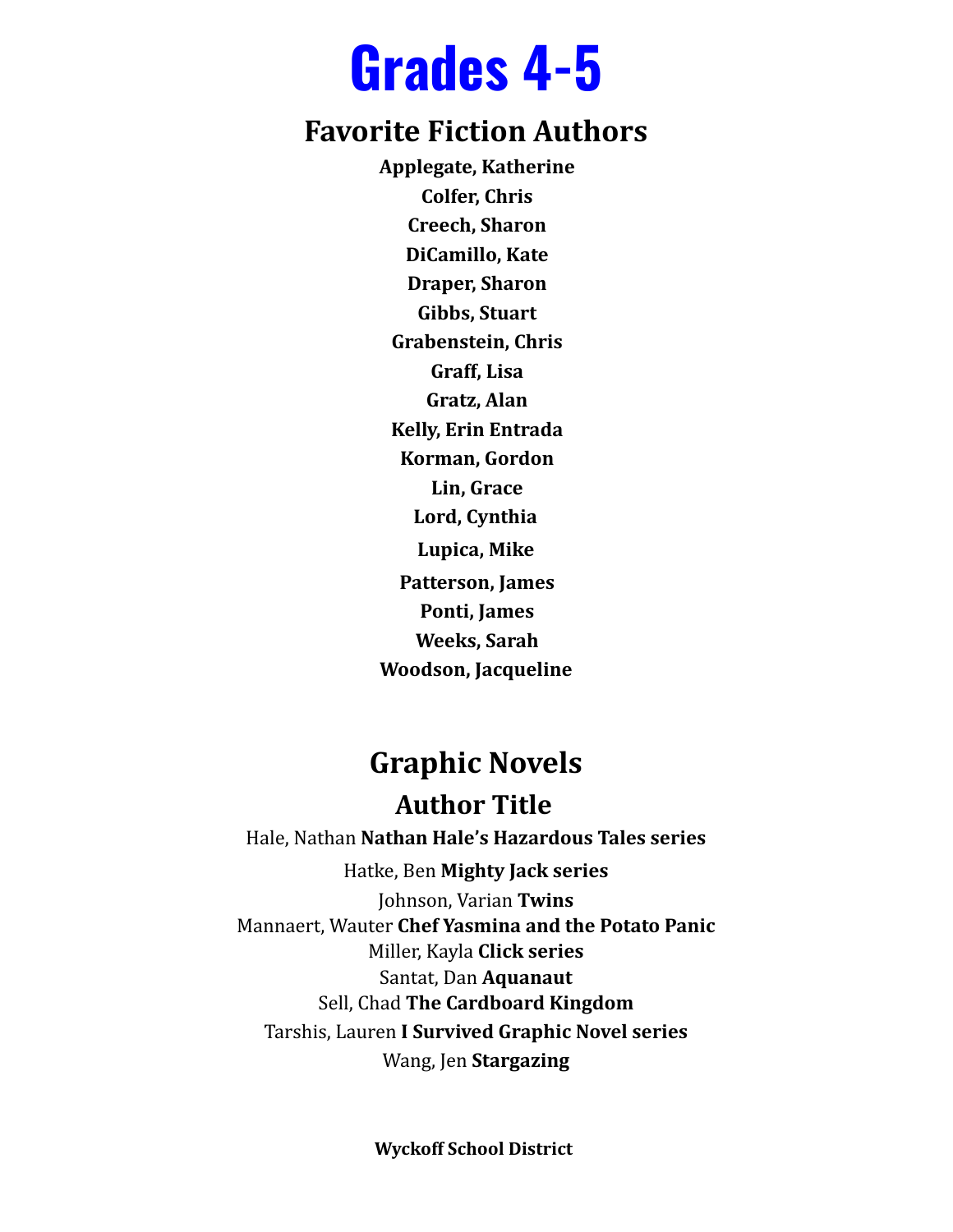# Grades 4-5

## Favorite Fiction Authors

**Applegate, Katherine**
**Colfer, Chris**
**Creech, Sharon**
**DiCamillo, Kate**
**Draper, Sharon**
**Gibbs, Stuart**
**Grabenstein, Chris**
**Graff, Lisa**
**Gratz, Alan**
**Kelly, Erin Entrada**
**Korman, Gordon**
**Lin, Grace**
**Lord, Cynthia**
**Lupica, Mike**
**Patterson, James**
**Ponti, James**
**Weeks, Sarah**
**Woodson, Jacqueline**

## Graphic Novels

### Author Title

Hale, Nathan **Nathan Hale's Hazardous Tales series**
Hatke, Ben **Mighty Jack series**
Johnson, Varian **Twins**
Mannaert, Wauter **Chef Yasmina and the Potato Panic**
Miller, Kayla **Click series**
Santat, Dan **Aquanaut**
Sell, Chad **The Cardboard Kingdom**
Tarshis, Lauren **I Survived Graphic Novel series**
Wang, Jen **Stargazing**

**Wyckoff School District**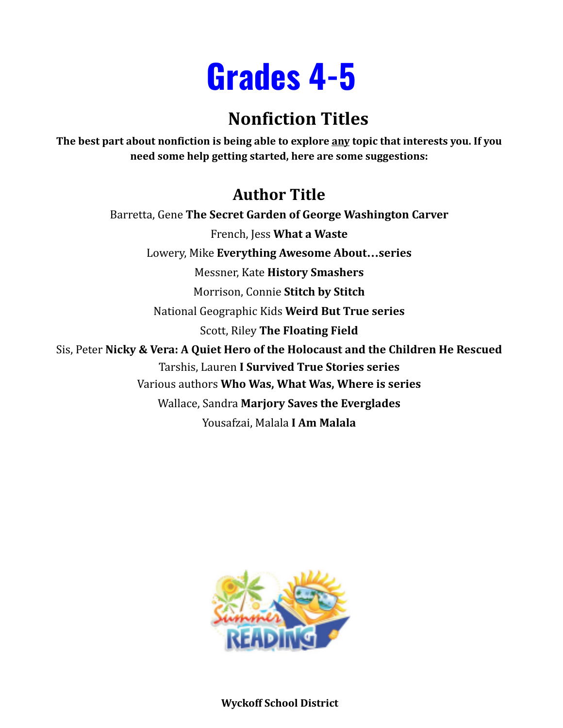# Grades 4-5

## Nonfiction Titles

**The best part about nonfiction is being able to explore any topic that interests you. If you need some help getting started, here are some suggestions:**

### Author Title

Barretta, Gene **The Secret Garden of George Washington Carver**

French, Jess **What a Waste**

Lowery, Mike **Everything Awesome About…series**

Messner, Kate **History Smashers**

Morrison, Connie **Stitch by Stitch**

National Geographic Kids **Weird But True series**

Scott, Riley **The Floating Field**

Sis, Peter **Nicky & Vera: A Quiet Hero of the Holocaust and the Children He Rescued**

Tarshis, Lauren **I Survived True Stories series**

Various authors **Who Was, What Was, Where is series**

Wallace, Sandra **Marjory Saves the Everglades**

Yousafzai, Malala **I Am Malala**

Summer READING

**Wyckoff School District**